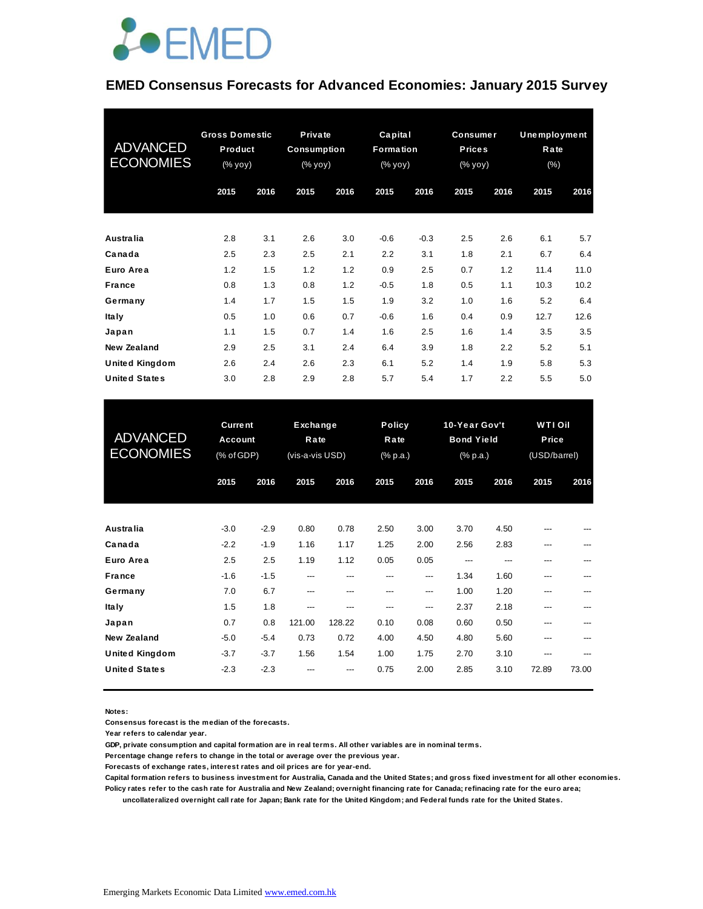EMED

# EMED Consensus Forecasts for Advanced Economies: January 2015 Survey

| ADVANCED ECONOMIES | Gross Domestic Product (% yoy) | | Private Consumption (% yoy) | | Capital Formation (% yoy) | | Consumer Prices (% yoy) | | Unemployment Rate (%) | |
|---|---|---|---|---|---|---|---|---|---|---|
| | 2015 | 2016 | 2015 | 2016 | 2015 | 2016 | 2015 | 2016 | 2015 | 2016 |
| Australia | 2.8 | 3.1 | 2.6 | 3.0 | -0.6 | -0.3 | 2.5 | 2.6 | 6.1 | 5.7 |
| Canada | 2.5 | 2.3 | 2.5 | 2.1 | 2.2 | 3.1 | 1.8 | 2.1 | 6.7 | 6.4 |
| Euro Area | 1.2 | 1.5 | 1.2 | 1.2 | 0.9 | 2.5 | 0.7 | 1.2 | 11.4 | 11.0 |
| France | 0.8 | 1.3 | 0.8 | 1.2 | -0.5 | 1.8 | 0.5 | 1.1 | 10.3 | 10.2 |
| Germany | 1.4 | 1.7 | 1.5 | 1.5 | 1.9 | 3.2 | 1.0 | 1.6 | 5.2 | 6.4 |
| Italy | 0.5 | 1.0 | 0.6 | 0.7 | -0.6 | 1.6 | 0.4 | 0.9 | 12.7 | 12.6 |
| Japan | 1.1 | 1.5 | 0.7 | 1.4 | 1.6 | 2.5 | 1.6 | 1.4 | 3.5 | 3.5 |
| New Zealand | 2.9 | 2.5 | 3.1 | 2.4 | 6.4 | 3.9 | 1.8 | 2.2 | 5.2 | 5.1 |
| United Kingdom | 2.6 | 2.4 | 2.6 | 2.3 | 6.1 | 5.2 | 1.4 | 1.9 | 5.8 | 5.3 |
| United States | 3.0 | 2.8 | 2.9 | 2.8 | 5.7 | 5.4 | 1.7 | 2.2 | 5.5 | 5.0 |

| ADVANCED ECONOMIES | Current Account (% of GDP) | | Exchange Rate (vis-a-vis USD) | | Policy Rate (% p.a.) | | 10-Year Gov't Bond Yield (% p.a.) | | WTI Oil Price (USD/barrel) | |
|---|---|---|---|---|---|---|---|---|---|---|
| | 2015 | 2016 | 2015 | 2016 | 2015 | 2016 | 2015 | 2016 | 2015 | 2016 |
| Australia | -3.0 | -2.9 | 0.80 | 0.78 | 2.50 | 3.00 | 3.70 | 4.50 | --- | --- |
| Canada | -2.2 | -1.9 | 1.16 | 1.17 | 1.25 | 2.00 | 2.56 | 2.83 | --- | --- |
| Euro Area | 2.5 | 2.5 | 1.19 | 1.12 | 0.05 | 0.05 | --- | --- | --- | --- |
| France | -1.6 | -1.5 | --- | --- | --- | --- | 1.34 | 1.60 | --- | --- |
| Germany | 7.0 | 6.7 | --- | --- | --- | --- | 1.00 | 1.20 | --- | --- |
| Italy | 1.5 | 1.8 | --- | --- | --- | --- | 2.37 | 2.18 | --- | --- |
| Japan | 0.7 | 0.8 | 121.00 | 128.22 | 0.10 | 0.08 | 0.60 | 0.50 | --- | --- |
| New Zealand | -5.0 | -5.4 | 0.73 | 0.72 | 4.00 | 4.50 | 4.80 | 5.60 | --- | --- |
| United Kingdom | -3.7 | -3.7 | 1.56 | 1.54 | 1.00 | 1.75 | 2.70 | 3.10 | --- | --- |
| United States | -2.3 | -2.3 | --- | --- | 0.75 | 2.00 | 2.85 | 3.10 | 72.89 | 73.00 |

**Notes:**

**Consensus forecast is the median of the forecasts.**

**Year refers to calendar year.**

**GDP, private consumption and capital formation are in real terms. All other variables are in nominal terms.**

**Percentage change refers to change in the total or average over the previous year.**

**Forecasts of exchange rates, interest rates and oil prices are for year-end.**

**Capital formation refers to business investment for Australia, Canada and the United States; and gross fixed investment for all other economies.**

**Policy rates refer to the cash rate for Australia and New Zealand; overnight financing rate for Canada; refinacing rate for the euro area; uncollateralized overnight call rate for Japan; Bank rate for the United Kingdom; and Federal funds rate for the United States.**

Emerging Markets Economic Data Limited www.emed.com.hk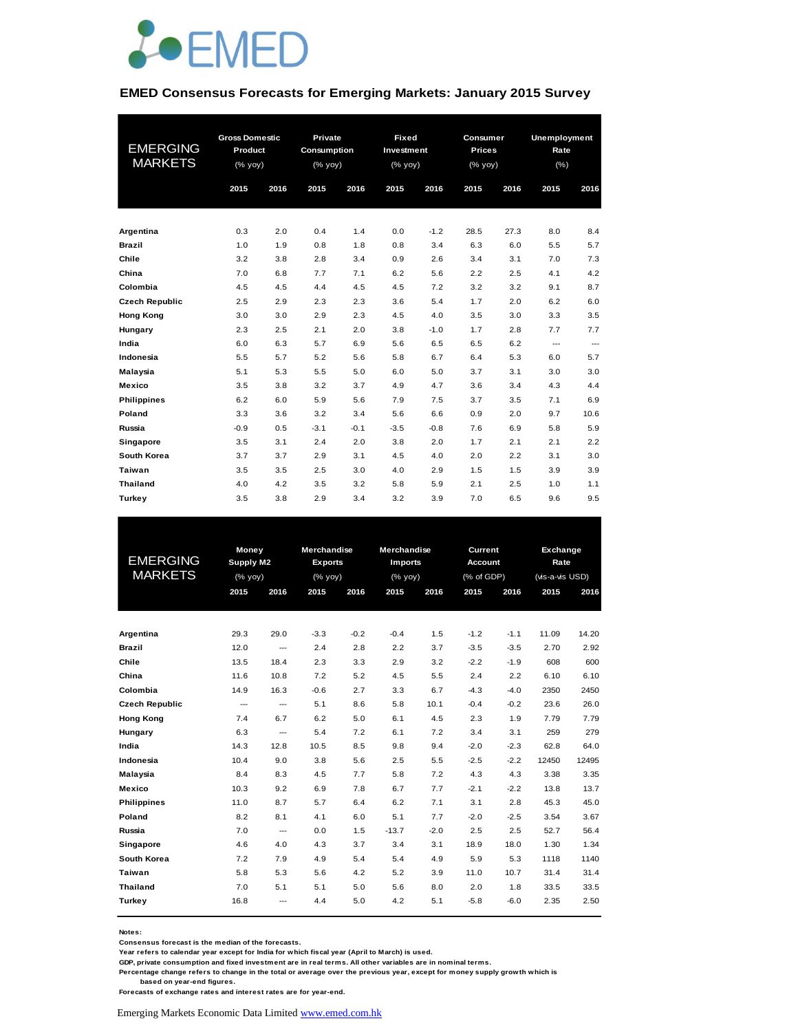EMED

## EMED Consensus Forecasts for Emerging Markets: January 2015 Survey

| EMERGING MARKETS | Gross Domestic Product (% yoy) | | Private Consumption (% yoy) | | Fixed Investment (% yoy) | | Consumer Prices (% yoy) | | Unemployment Rate (%) | |
|---|---|---|---|---|---|---|---|---|---|---|
| | 2015 | 2016 | 2015 | 2016 | 2015 | 2016 | 2015 | 2016 | 2015 | 2016 |
| **Argentina** | 0.3 | 2.0 | 0.4 | 1.4 | 0.0 | -1.2 | 28.5 | 27.3 | 8.0 | 8.4 |
| **Brazil** | 1.0 | 1.9 | 0.8 | 1.8 | 0.8 | 3.4 | 6.3 | 6.0 | 5.5 | 5.7 |
| **Chile** | 3.2 | 3.8 | 2.8 | 3.4 | 0.9 | 2.6 | 3.4 | 3.1 | 7.0 | 7.3 |
| **China** | 7.0 | 6.8 | 7.7 | 7.1 | 6.2 | 5.6 | 2.2 | 2.5 | 4.1 | 4.2 |
| **Colombia** | 4.5 | 4.5 | 4.4 | 4.5 | 4.5 | 7.2 | 3.2 | 3.2 | 9.1 | 8.7 |
| **Czech Republic** | 2.5 | 2.9 | 2.3 | 2.3 | 3.6 | 5.4 | 1.7 | 2.0 | 6.2 | 6.0 |
| **Hong Kong** | 3.0 | 3.0 | 2.9 | 2.3 | 4.5 | 4.0 | 3.5 | 3.0 | 3.3 | 3.5 |
| **Hungary** | 2.3 | 2.5 | 2.1 | 2.0 | 3.8 | -1.0 | 1.7 | 2.8 | 7.7 | 7.7 |
| **India** | 6.0 | 6.3 | 5.7 | 6.9 | 5.6 | 6.5 | 6.5 | 6.2 | --- | --- |
| **Indonesia** | 5.5 | 5.7 | 5.2 | 5.6 | 5.8 | 6.7 | 6.4 | 5.3 | 6.0 | 5.7 |
| **Malaysia** | 5.1 | 5.3 | 5.5 | 5.0 | 6.0 | 5.0 | 3.7 | 3.1 | 3.0 | 3.0 |
| **Mexico** | 3.5 | 3.8 | 3.2 | 3.7 | 4.9 | 4.7 | 3.6 | 3.4 | 4.3 | 4.4 |
| **Philippines** | 6.2 | 6.0 | 5.9 | 5.6 | 7.9 | 7.5 | 3.7 | 3.5 | 7.1 | 6.9 |
| **Poland** | 3.3 | 3.6 | 3.2 | 3.4 | 5.6 | 6.6 | 0.9 | 2.0 | 9.7 | 10.6 |
| **Russia** | -0.9 | 0.5 | -3.1 | -0.1 | -3.5 | -0.8 | 7.6 | 6.9 | 5.8 | 5.9 |
| **Singapore** | 3.5 | 3.1 | 2.4 | 2.0 | 3.8 | 2.0 | 1.7 | 2.1 | 2.1 | 2.2 |
| **South Korea** | 3.7 | 3.7 | 2.9 | 3.1 | 4.5 | 4.0 | 2.0 | 2.2 | 3.1 | 3.0 |
| **Taiwan** | 3.5 | 3.5 | 2.5 | 3.0 | 4.0 | 2.9 | 1.5 | 1.5 | 3.9 | 3.9 |
| **Thailand** | 4.0 | 4.2 | 3.5 | 3.2 | 5.8 | 5.9 | 2.1 | 2.5 | 1.0 | 1.1 |
| **Turkey** | 3.5 | 3.8 | 2.9 | 3.4 | 3.2 | 3.9 | 7.0 | 6.5 | 9.6 | 9.5 |

| EMERGING MARKETS | Money Supply M2 (% yoy) | | Merchandise Exports (% yoy) | | Merchandise Imports (% yoy) | | Current Account (% of GDP) | | Exchange Rate (vis-a-vis USD) | |
|---|---|---|---|---|---|---|---|---|---|---|
| | 2015 | 2016 | 2015 | 2016 | 2015 | 2016 | 2015 | 2016 | 2015 | 2016 |
| **Argentina** | 29.3 | 29.0 | -3.3 | -0.2 | -0.4 | 1.5 | -1.2 | -1.1 | 11.09 | 14.20 |
| **Brazil** | 12.0 | --- | 2.4 | 2.8 | 2.2 | 3.7 | -3.5 | -3.5 | 2.70 | 2.92 |
| **Chile** | 13.5 | 18.4 | 2.3 | 3.3 | 2.9 | 3.2 | -2.2 | -1.9 | 608 | 600 |
| **China** | 11.6 | 10.8 | 7.2 | 5.2 | 4.5 | 5.5 | 2.4 | 2.2 | 6.10 | 6.10 |
| **Colombia** | 14.9 | 16.3 | -0.6 | 2.7 | 3.3 | 6.7 | -4.3 | -4.0 | 2350 | 2450 |
| **Czech Republic** | --- | --- | 5.1 | 8.6 | 5.8 | 10.1 | -0.4 | -0.2 | 23.6 | 26.0 |
| **Hong Kong** | 7.4 | 6.7 | 6.2 | 5.0 | 6.1 | 4.5 | 2.3 | 1.9 | 7.79 | 7.79 |
| **Hungary** | 6.3 | --- | 5.4 | 7.2 | 6.1 | 7.2 | 3.4 | 3.1 | 259 | 279 |
| **India** | 14.3 | 12.8 | 10.5 | 8.5 | 9.8 | 9.4 | -2.0 | -2.3 | 62.8 | 64.0 |
| **Indonesia** | 10.4 | 9.0 | 3.8 | 5.6 | 2.5 | 5.5 | -2.5 | -2.2 | 12450 | 12495 |
| **Malaysia** | 8.4 | 8.3 | 4.5 | 7.7 | 5.8 | 7.2 | 4.3 | 4.3 | 3.38 | 3.35 |
| **Mexico** | 10.3 | 9.2 | 6.9 | 7.8 | 6.7 | 7.7 | -2.1 | -2.2 | 13.8 | 13.7 |
| **Philippines** | 11.0 | 8.7 | 5.7 | 6.4 | 6.2 | 7.1 | 3.1 | 2.8 | 45.3 | 45.0 |
| **Poland** | 8.2 | 8.1 | 4.1 | 6.0 | 5.1 | 7.7 | -2.0 | -2.5 | 3.54 | 3.67 |
| **Russia** | 7.0 | --- | 0.0 | 1.5 | -13.7 | -2.0 | 2.5 | 2.5 | 52.7 | 56.4 |
| **Singapore** | 4.6 | 4.0 | 4.3 | 3.7 | 3.4 | 3.1 | 18.9 | 18.0 | 1.30 | 1.34 |
| **South Korea** | 7.2 | 7.9 | 4.9 | 5.4 | 5.4 | 4.9 | 5.9 | 5.3 | 1118 | 1140 |
| **Taiwan** | 5.8 | 5.3 | 5.6 | 4.2 | 5.2 | 3.9 | 11.0 | 10.7 | 31.4 | 31.4 |
| **Thailand** | 7.0 | 5.1 | 5.1 | 5.0 | 5.6 | 8.0 | 2.0 | 1.8 | 33.5 | 33.5 |
| **Turkey** | 16.8 | --- | 4.4 | 5.0 | 4.2 | 5.1 | -5.8 | -6.0 | 2.35 | 2.50 |

**Notes:**
**Consensus forecast is the median of the forecasts.**
**Year refers to calendar year except for India for which fiscal year (April to March) is used.**
**GDP, private consumption and fixed investment are in real terms. All other variables are in nominal terms.**
**Percentage change refers to change in the total or average over the previous year, except for money supply growth which is based on year-end figures.**
**Forecasts of exchange rates and interest rates are for year-end.**

Emerging Markets Economic Data Limited [www.emed.com.hk](http://www.emed.com.hk)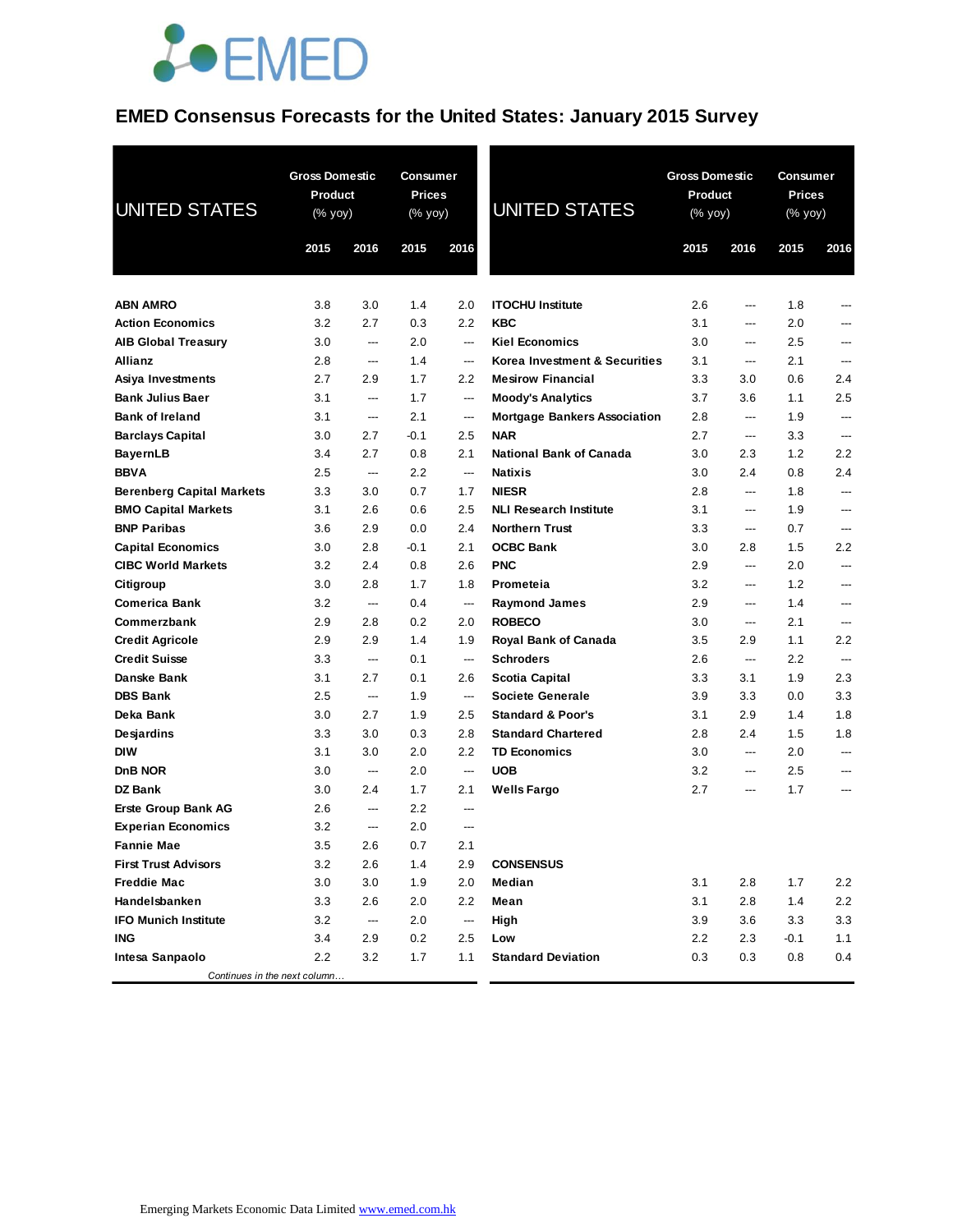# EMED Consensus Forecasts for the United States: January 2015 Survey

| UNITED STATES | Gross Domestic Product (% yoy) | | Consumer Prices (% yoy) | |
|---|---|---|---|---|
| | 2015 | 2016 | 2015 | 2016 |
| **ABN AMRO** | 3.8 | 3.0 | 1.4 | 2.0 |
| **Action Economics** | 3.2 | 2.7 | 0.3 | 2.2 |
| **AIB Global Treasury** | 3.0 | --- | 2.0 | --- |
| **Allianz** | 2.8 | --- | 1.4 | --- |
| **Asiya Investments** | 2.7 | 2.9 | 1.7 | 2.2 |
| **Bank Julius Baer** | 3.1 | --- | 1.7 | --- |
| **Bank of Ireland** | 3.1 | --- | 2.1 | --- |
| **Barclays Capital** | 3.0 | 2.7 | -0.1 | 2.5 |
| **BayernLB** | 3.4 | 2.7 | 0.8 | 2.1 |
| **BBVA** | 2.5 | --- | 2.2 | --- |
| **Berenberg Capital Markets** | 3.3 | 3.0 | 0.7 | 1.7 |
| **BMO Capital Markets** | 3.1 | 2.6 | 0.6 | 2.5 |
| **BNP Paribas** | 3.6 | 2.9 | 0.0 | 2.4 |
| **Capital Economics** | 3.0 | 2.8 | -0.1 | 2.1 |
| **CIBC World Markets** | 3.2 | 2.4 | 0.8 | 2.6 |
| **Citigroup** | 3.0 | 2.8 | 1.7 | 1.8 |
| **Comerica Bank** | 3.2 | --- | 0.4 | --- |
| **Commerzbank** | 2.9 | 2.8 | 0.2 | 2.0 |
| **Credit Agricole** | 2.9 | 2.9 | 1.4 | 1.9 |
| **Credit Suisse** | 3.3 | --- | 0.1 | --- |
| **Danske Bank** | 3.1 | 2.7 | 0.1 | 2.6 |
| **DBS Bank** | 2.5 | --- | 1.9 | --- |
| **Deka Bank** | 3.0 | 2.7 | 1.9 | 2.5 |
| **Desjardins** | 3.3 | 3.0 | 0.3 | 2.8 |
| **DIW** | 3.1 | 3.0 | 2.0 | 2.2 |
| **DnB NOR** | 3.0 | --- | 2.0 | --- |
| **DZ Bank** | 3.0 | 2.4 | 1.7 | 2.1 |
| **Erste Group Bank AG** | 2.6 | --- | 2.2 | --- |
| **Experian Economics** | 3.2 | --- | 2.0 | --- |
| **Fannie Mae** | 3.5 | 2.6 | 0.7 | 2.1 |
| **First Trust Advisors** | 3.2 | 2.6 | 1.4 | 2.9 |
| **Freddie Mac** | 3.0 | 3.0 | 1.9 | 2.0 |
| **Handelsbanken** | 3.3 | 2.6 | 2.0 | 2.2 |
| **IFO Munich Institute** | 3.2 | --- | 2.0 | --- |
| **ING** | 3.4 | 2.9 | 0.2 | 2.5 |
| **Intesa Sanpaolo** | 2.2 | 3.2 | 1.7 | 1.1 |
| **ITOCHU Institute** | 2.6 | --- | 1.8 | --- |
| **KBC** | 3.1 | --- | 2.0 | --- |
| **Kiel Economics** | 3.0 | --- | 2.5 | --- |
| **Korea Investment & Securities** | 3.1 | --- | 2.1 | --- |
| **Mesirow Financial** | 3.3 | 3.0 | 0.6 | 2.4 |
| **Moody's Analytics** | 3.7 | 3.6 | 1.1 | 2.5 |
| **Mortgage Bankers Association** | 2.8 | --- | 1.9 | --- |
| **NAR** | 2.7 | --- | 3.3 | --- |
| **National Bank of Canada** | 3.0 | 2.3 | 1.2 | 2.2 |
| **Natixis** | 3.0 | 2.4 | 0.8 | 2.4 |
| **NIESR** | 2.8 | --- | 1.8 | --- |
| **NLI Research Institute** | 3.1 | --- | 1.9 | --- |
| **Northern Trust** | 3.3 | --- | 0.7 | --- |
| **OCBC Bank** | 3.0 | 2.8 | 1.5 | 2.2 |
| **PNC** | 2.9 | --- | 2.0 | --- |
| **Prometeia** | 3.2 | --- | 1.2 | --- |
| **Raymond James** | 2.9 | --- | 1.4 | --- |
| **ROBECO** | 3.0 | --- | 2.1 | --- |
| **Royal Bank of Canada** | 3.5 | 2.9 | 1.1 | 2.2 |
| **Schroders** | 2.6 | --- | 2.2 | --- |
| **Scotia Capital** | 3.3 | 3.1 | 1.9 | 2.3 |
| **Societe Generale** | 3.9 | 3.3 | 0.0 | 3.3 |
| **Standard & Poor's** | 3.1 | 2.9 | 1.4 | 1.8 |
| **Standard Chartered** | 2.8 | 2.4 | 1.5 | 1.8 |
| **TD Economics** | 3.0 | --- | 2.0 | --- |
| **UOB** | 3.2 | --- | 2.5 | --- |
| **Wells Fargo** | 2.7 | --- | 1.7 | --- |
| **CONSENSUS** | | | | |
| **Median** | 3.1 | 2.8 | 1.7 | 2.2 |
| **Mean** | 3.1 | 2.8 | 1.4 | 2.2 |
| **High** | 3.9 | 3.6 | 3.3 | 3.3 |
| **Low** | 2.2 | 2.3 | -0.1 | 1.1 |
| **Standard Deviation** | 0.3 | 0.3 | 0.8 | 0.4 |

Emerging Markets Economic Data Limited www.emed.com.hk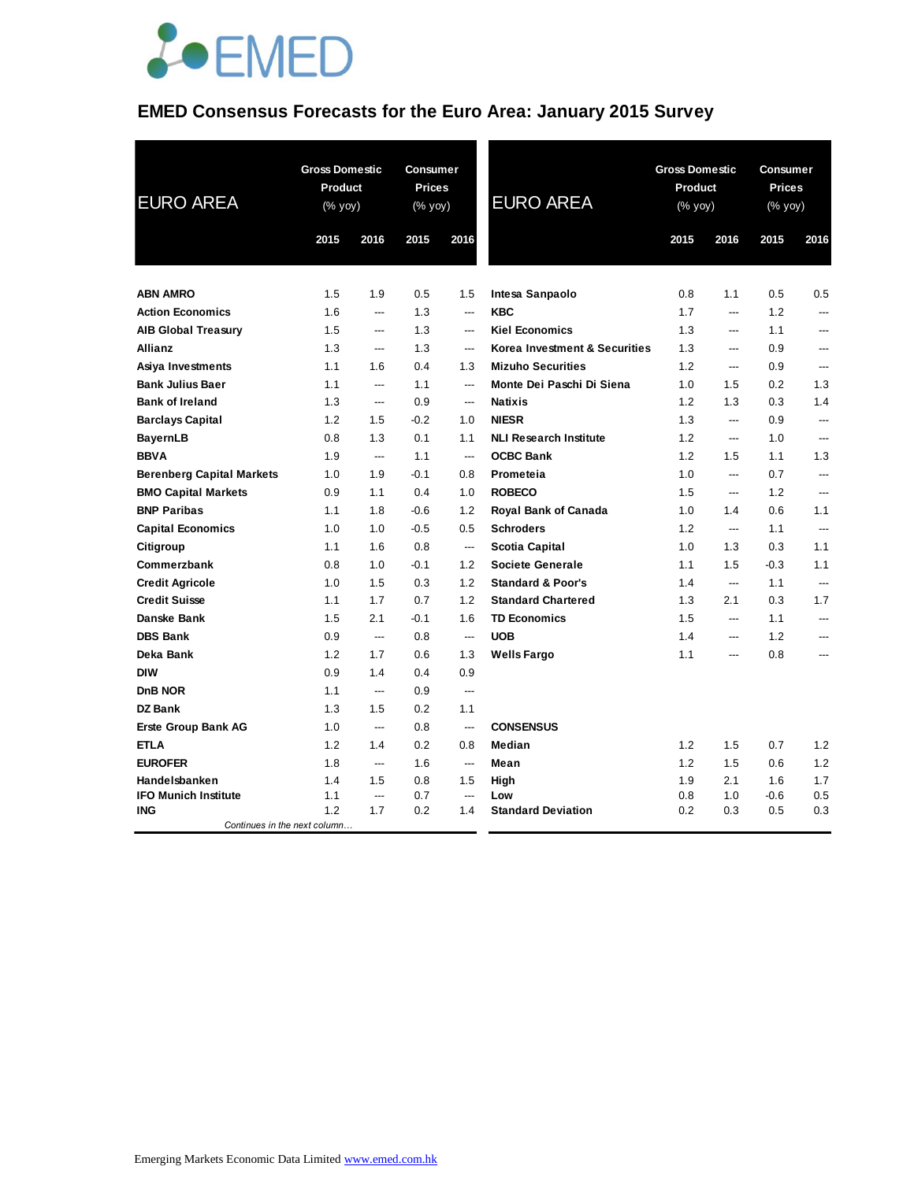# EMED Consensus Forecasts for the Euro Area: January 2015 Survey

| EURO AREA | Gross Domestic Product (% yoy) | | Consumer Prices (% yoy) | |
|---|---|---|---|---|
| | 2015 | 2016 | 2015 | 2016 |
| **ABN AMRO** | 1.5 | 1.9 | 0.5 | 1.5 |
| **Action Economics** | 1.6 | --- | 1.3 | --- |
| **AIB Global Treasury** | 1.5 | --- | 1.3 | --- |
| **Allianz** | 1.3 | --- | 1.3 | --- |
| **Asiya Investments** | 1.1 | 1.6 | 0.4 | 1.3 |
| **Bank Julius Baer** | 1.1 | --- | 1.1 | --- |
| **Bank of Ireland** | 1.3 | --- | 0.9 | --- |
| **Barclays Capital** | 1.2 | 1.5 | -0.2 | 1.0 |
| **BayernLB** | 0.8 | 1.3 | 0.1 | 1.1 |
| **BBVA** | 1.9 | --- | 1.1 | --- |
| **Berenberg Capital Markets** | 1.0 | 1.9 | -0.1 | 0.8 |
| **BMO Capital Markets** | 0.9 | 1.1 | 0.4 | 1.0 |
| **BNP Paribas** | 1.1 | 1.8 | -0.6 | 1.2 |
| **Capital Economics** | 1.0 | 1.0 | -0.5 | 0.5 |
| **Citigroup** | 1.1 | 1.6 | 0.8 | --- |
| **Commerzbank** | 0.8 | 1.0 | -0.1 | 1.2 |
| **Credit Agricole** | 1.0 | 1.5 | 0.3 | 1.2 |
| **Credit Suisse** | 1.1 | 1.7 | 0.7 | 1.2 |
| **Danske Bank** | 1.5 | 2.1 | -0.1 | 1.6 |
| **DBS Bank** | 0.9 | --- | 0.8 | --- |
| **Deka Bank** | 1.2 | 1.7 | 0.6 | 1.3 |
| **DIW** | 0.9 | 1.4 | 0.4 | 0.9 |
| **DnB NOR** | 1.1 | --- | 0.9 | --- |
| **DZ Bank** | 1.3 | 1.5 | 0.2 | 1.1 |
| **Erste Group Bank AG** | 1.0 | --- | 0.8 | --- |
| **ETLA** | 1.2 | 1.4 | 0.2 | 0.8 |
| **EUROFER** | 1.8 | --- | 1.6 | --- |
| **Handelsbanken** | 1.4 | 1.5 | 0.8 | 1.5 |
| **IFO Munich Institute** | 1.1 | --- | 0.7 | --- |
| **ING** | 1.2 | 1.7 | 0.2 | 1.4 |

*Continues in the next column…*

| EURO AREA | Gross Domestic Product (% yoy) | | Consumer Prices (% yoy) | |
|---|---|---|---|---|
| | 2015 | 2016 | 2015 | 2016 |
| **Intesa Sanpaolo** | 0.8 | 1.1 | 0.5 | 0.5 |
| **KBC** | 1.7 | --- | 1.2 | --- |
| **Kiel Economics** | 1.3 | --- | 1.1 | --- |
| **Korea Investment & Securities** | 1.3 | --- | 0.9 | --- |
| **Mizuho Securities** | 1.2 | --- | 0.9 | --- |
| **Monte Dei Paschi Di Siena** | 1.0 | 1.5 | 0.2 | 1.3 |
| **Natixis** | 1.2 | 1.3 | 0.3 | 1.4 |
| **NIESR** | 1.3 | --- | 0.9 | --- |
| **NLI Research Institute** | 1.2 | --- | 1.0 | --- |
| **OCBC Bank** | 1.2 | 1.5 | 1.1 | 1.3 |
| **Prometeia** | 1.0 | --- | 0.7 | --- |
| **ROBECO** | 1.5 | --- | 1.2 | --- |
| **Royal Bank of Canada** | 1.0 | 1.4 | 0.6 | 1.1 |
| **Schroders** | 1.2 | --- | 1.1 | --- |
| **Scotia Capital** | 1.0 | 1.3 | 0.3 | 1.1 |
| **Societe Generale** | 1.1 | 1.5 | -0.3 | 1.1 |
| **Standard & Poor's** | 1.4 | --- | 1.1 | --- |
| **Standard Chartered** | 1.3 | 2.1 | 0.3 | 1.7 |
| **TD Economics** | 1.5 | --- | 1.1 | --- |
| **UOB** | 1.4 | --- | 1.2 | --- |
| **Wells Fargo** | 1.1 | --- | 0.8 | --- |
| | | | | |
| **CONSENSUS** | | | | |
| **Median** | 1.2 | 1.5 | 0.7 | 1.2 |
| **Mean** | 1.2 | 1.5 | 0.6 | 1.2 |
| **High** | 1.9 | 2.1 | 1.6 | 1.7 |
| **Low** | 0.8 | 1.0 | -0.6 | 0.5 |
| **Standard Deviation** | 0.2 | 0.3 | 0.5 | 0.3 |

Emerging Markets Economic Data Limited www.emed.com.hk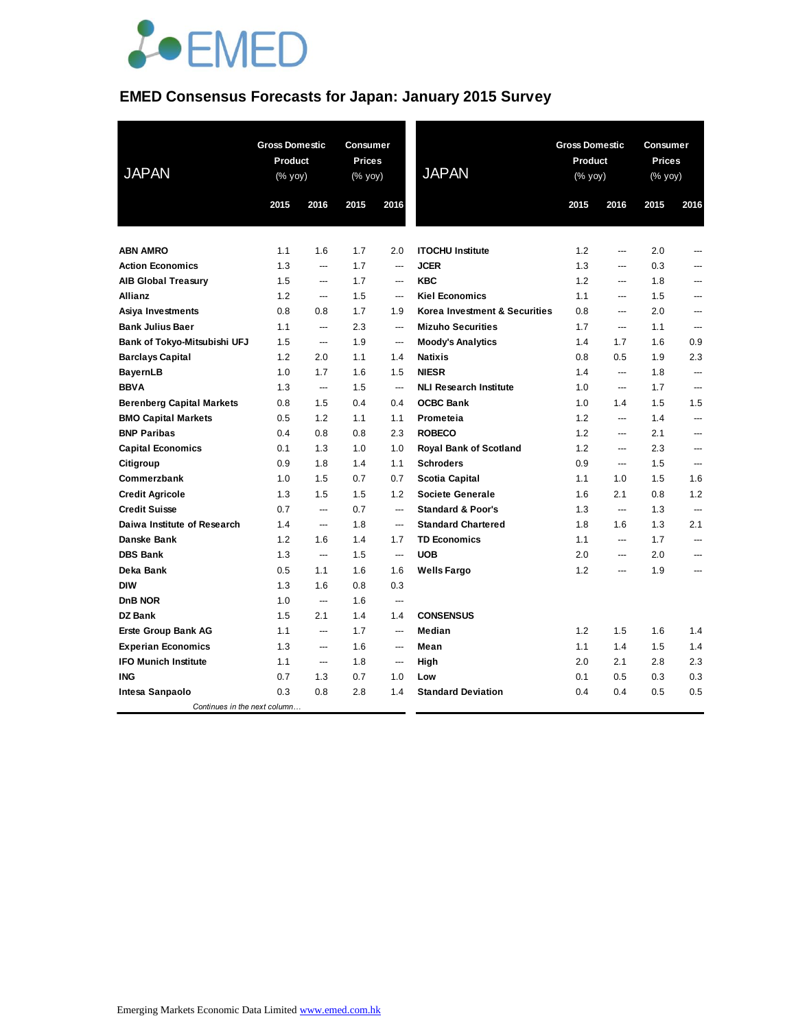# EMED Consensus Forecasts for Japan: January 2015 Survey

| JAPAN | Gross Domestic Product (% yoy) | | Consumer Prices (% yoy) | |
|---|---|---|---|---|
| | 2015 | 2016 | 2015 | 2016 |
| **ABN AMRO** | 1.1 | 1.6 | 1.7 | 2.0 |
| **Action Economics** | 1.3 | --- | 1.7 | --- |
| **AIB Global Treasury** | 1.5 | --- | 1.7 | --- |
| **Allianz** | 1.2 | --- | 1.5 | --- |
| **Asiya Investments** | 0.8 | 0.8 | 1.7 | 1.9 |
| **Bank Julius Baer** | 1.1 | --- | 2.3 | --- |
| **Bank of Tokyo-Mitsubishi UFJ** | 1.5 | --- | 1.9 | --- |
| **Barclays Capital** | 1.2 | 2.0 | 1.1 | 1.4 |
| **BayernLB** | 1.0 | 1.7 | 1.6 | 1.5 |
| **BBVA** | 1.3 | --- | 1.5 | --- |
| **Berenberg Capital Markets** | 0.8 | 1.5 | 0.4 | 0.4 |
| **BMO Capital Markets** | 0.5 | 1.2 | 1.1 | 1.1 |
| **BNP Paribas** | 0.4 | 0.8 | 0.8 | 2.3 |
| **Capital Economics** | 0.1 | 1.3 | 1.0 | 1.0 |
| **Citigroup** | 0.9 | 1.8 | 1.4 | 1.1 |
| **Commerzbank** | 1.0 | 1.5 | 0.7 | 0.7 |
| **Credit Agricole** | 1.3 | 1.5 | 1.5 | 1.2 |
| **Credit Suisse** | 0.7 | --- | 0.7 | --- |
| **Daiwa Institute of Research** | 1.4 | --- | 1.8 | --- |
| **Danske Bank** | 1.2 | 1.6 | 1.4 | 1.7 |
| **DBS Bank** | 1.3 | --- | 1.5 | --- |
| **Deka Bank** | 0.5 | 1.1 | 1.6 | 1.6 |
| **DIW** | 1.3 | 1.6 | 0.8 | 0.3 |
| **DnB NOR** | 1.0 | --- | 1.6 | --- |
| **DZ Bank** | 1.5 | 2.1 | 1.4 | 1.4 |
| **Erste Group Bank AG** | 1.1 | --- | 1.7 | --- |
| **Experian Economics** | 1.3 | --- | 1.6 | --- |
| **IFO Munich Institute** | 1.1 | --- | 1.8 | --- |
| **ING** | 0.7 | 1.3 | 0.7 | 1.0 |
| **Intesa Sanpaolo** | 0.3 | 0.8 | 2.8 | 1.4 |
| **ITOCHU Institute** | 1.2 | --- | 2.0 | --- |
| **JCER** | 1.3 | --- | 0.3 | --- |
| **KBC** | 1.2 | --- | 1.8 | --- |
| **Kiel Economics** | 1.1 | --- | 1.5 | --- |
| **Korea Investment & Securities** | 0.8 | --- | 2.0 | --- |
| **Mizuho Securities** | 1.7 | --- | 1.1 | --- |
| **Moody's Analytics** | 1.4 | 1.7 | 1.6 | 0.9 |
| **Natixis** | 0.8 | 0.5 | 1.9 | 2.3 |
| **NIESR** | 1.4 | --- | 1.8 | --- |
| **NLI Research Institute** | 1.0 | --- | 1.7 | --- |
| **OCBC Bank** | 1.0 | 1.4 | 1.5 | 1.5 |
| **Prometeia** | 1.2 | --- | 1.4 | --- |
| **ROBECO** | 1.2 | --- | 2.1 | --- |
| **Royal Bank of Scotland** | 1.2 | --- | 2.3 | --- |
| **Schroders** | 0.9 | --- | 1.5 | --- |
| **Scotia Capital** | 1.1 | 1.0 | 1.5 | 1.6 |
| **Societe Generale** | 1.6 | 2.1 | 0.8 | 1.2 |
| **Standard & Poor's** | 1.3 | --- | 1.3 | --- |
| **Standard Chartered** | 1.8 | 1.6 | 1.3 | 2.1 |
| **TD Economics** | 1.1 | --- | 1.7 | --- |
| **UOB** | 2.0 | --- | 2.0 | --- |
| **Wells Fargo** | 1.2 | --- | 1.9 | --- |
| **CONSENSUS** | | | | |
| **Median** | 1.2 | 1.5 | 1.6 | 1.4 |
| **Mean** | 1.1 | 1.4 | 1.5 | 1.4 |
| **High** | 2.0 | 2.1 | 2.8 | 2.3 |
| **Low** | 0.1 | 0.5 | 0.3 | 0.3 |
| **Standard Deviation** | 0.4 | 0.4 | 0.5 | 0.5 |

Emerging Markets Economic Data Limited www.emed.com.hk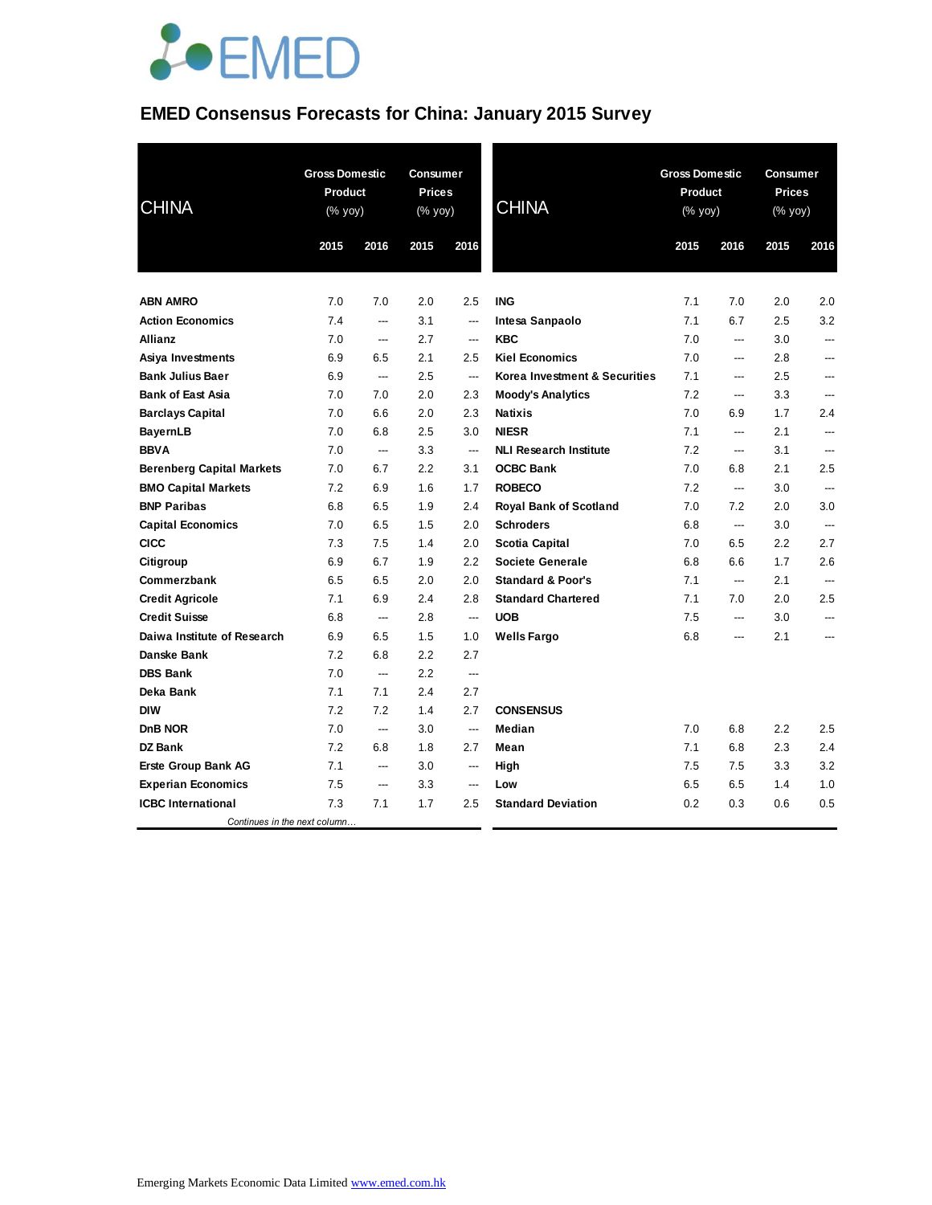# EMED Consensus Forecasts for China: January 2015 Survey

| CHINA | Gross Domestic Product (% yoy) | | Consumer Prices (% yoy) | |
|---|---|---|---|---|
| | 2015 | 2016 | 2015 | 2016 |
| **ABN AMRO** | 7.0 | 7.0 | 2.0 | 2.5 |
| **Action Economics** | 7.4 | --- | 3.1 | --- |
| **Allianz** | 7.0 | --- | 2.7 | --- |
| **Asiya Investments** | 6.9 | 6.5 | 2.1 | 2.5 |
| **Bank Julius Baer** | 6.9 | --- | 2.5 | --- |
| **Bank of East Asia** | 7.0 | 7.0 | 2.0 | 2.3 |
| **Barclays Capital** | 7.0 | 6.6 | 2.0 | 2.3 |
| **BayernLB** | 7.0 | 6.8 | 2.5 | 3.0 |
| **BBVA** | 7.0 | --- | 3.3 | --- |
| **Berenberg Capital Markets** | 7.0 | 6.7 | 2.2 | 3.1 |
| **BMO Capital Markets** | 7.2 | 6.9 | 1.6 | 1.7 |
| **BNP Paribas** | 6.8 | 6.5 | 1.9 | 2.4 |
| **Capital Economics** | 7.0 | 6.5 | 1.5 | 2.0 |
| **CICC** | 7.3 | 7.5 | 1.4 | 2.0 |
| **Citigroup** | 6.9 | 6.7 | 1.9 | 2.2 |
| **Commerzbank** | 6.5 | 6.5 | 2.0 | 2.0 |
| **Credit Agricole** | 7.1 | 6.9 | 2.4 | 2.8 |
| **Credit Suisse** | 6.8 | --- | 2.8 | --- |
| **Daiwa Institute of Research** | 6.9 | 6.5 | 1.5 | 1.0 |
| **Danske Bank** | 7.2 | 6.8 | 2.2 | 2.7 |
| **DBS Bank** | 7.0 | --- | 2.2 | --- |
| **Deka Bank** | 7.1 | 7.1 | 2.4 | 2.7 |
| **DIW** | 7.2 | 7.2 | 1.4 | 2.7 |
| **DnB NOR** | 7.0 | --- | 3.0 | --- |
| **DZ Bank** | 7.2 | 6.8 | 1.8 | 2.7 |
| **Erste Group Bank AG** | 7.1 | --- | 3.0 | --- |
| **Experian Economics** | 7.5 | --- | 3.3 | --- |
| **ICBC International** | 7.3 | 7.1 | 1.7 | 2.5 |
| **ING** | 7.1 | 7.0 | 2.0 | 2.0 |
| **Intesa Sanpaolo** | 7.1 | 6.7 | 2.5 | 3.2 |
| **KBC** | 7.0 | --- | 3.0 | --- |
| **Kiel Economics** | 7.0 | --- | 2.8 | --- |
| **Korea Investment & Securities** | 7.1 | --- | 2.5 | --- |
| **Moody's Analytics** | 7.2 | --- | 3.3 | --- |
| **Natixis** | 7.0 | 6.9 | 1.7 | 2.4 |
| **NIESR** | 7.1 | --- | 2.1 | --- |
| **NLI Research Institute** | 7.2 | --- | 3.1 | --- |
| **OCBC Bank** | 7.0 | 6.8 | 2.1 | 2.5 |
| **ROBECO** | 7.2 | --- | 3.0 | --- |
| **Royal Bank of Scotland** | 7.0 | 7.2 | 2.0 | 3.0 |
| **Schroders** | 6.8 | --- | 3.0 | --- |
| **Scotia Capital** | 7.0 | 6.5 | 2.2 | 2.7 |
| **Societe Generale** | 6.8 | 6.6 | 1.7 | 2.6 |
| **Standard & Poor's** | 7.1 | --- | 2.1 | --- |
| **Standard Chartered** | 7.1 | 7.0 | 2.0 | 2.5 |
| **UOB** | 7.5 | --- | 3.0 | --- |
| **Wells Fargo** | 6.8 | --- | 2.1 | --- |
| **CONSENSUS** | | | | |
| **Median** | 7.0 | 6.8 | 2.2 | 2.5 |
| **Mean** | 7.1 | 6.8 | 2.3 | 2.4 |
| **High** | 7.5 | 7.5 | 3.3 | 3.2 |
| **Low** | 6.5 | 6.5 | 1.4 | 1.0 |
| **Standard Deviation** | 0.2 | 0.3 | 0.6 | 0.5 |

*Continues in the next column…*

Emerging Markets Economic Data Limited www.emed.com.hk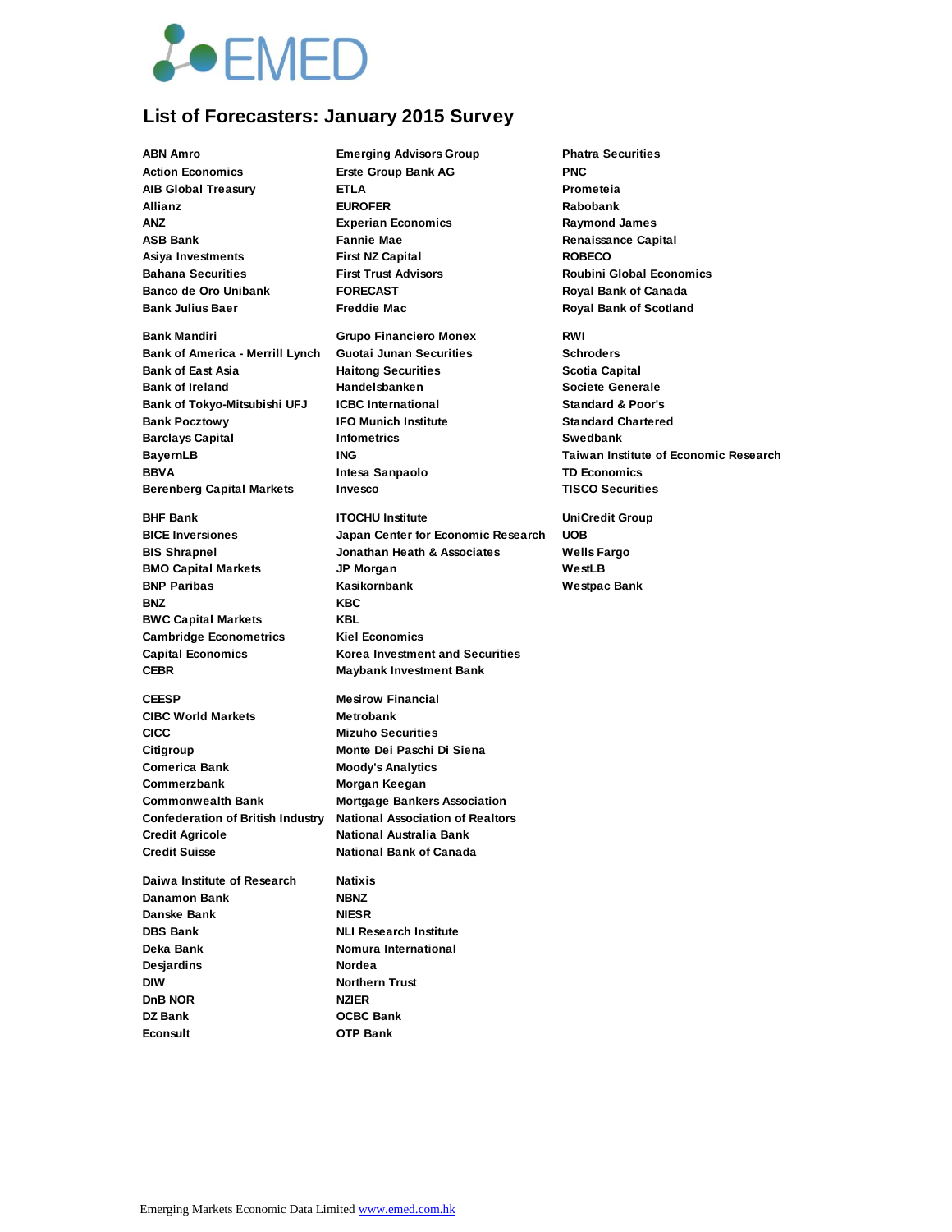EMED

## List of Forecasters: January 2015 Survey

ABN Amro
Action Economics
AIB Global Treasury
Allianz
ANZ
ASB Bank
Asiya Investments
Bahana Securities
Banco de Oro Unibank
Bank Julius Baer

Bank Mandiri
Bank of America - Merrill Lynch
Bank of East Asia
Bank of Ireland
Bank of Tokyo-Mitsubishi UFJ
Bank Pocztowy
Barclays Capital
BayernLB
BBVA
Berenberg Capital Markets

BHF Bank
BICE Inversiones
BIS Shrapnel
BMO Capital Markets
BNP Paribas
BNZ
BWC Capital Markets
Cambridge Econometrics
Capital Economics
CEBR

CEESP
CIBC World Markets
CICC
Citigroup
Comerica Bank
Commerzbank
Commonwealth Bank
Confederation of British Industry
Credit Agricole
Credit Suisse

Daiwa Institute of Research
Danamon Bank
Danske Bank
DBS Bank
Deka Bank
Desjardins
DIW
DnB NOR
DZ Bank
Econsult

Emerging Advisors Group
Erste Group Bank AG
ETLA
EUROFER
Experian Economics
Fannie Mae
First NZ Capital
First Trust Advisors
FORECAST
Freddie Mac

Grupo Financiero Monex
Guotai Junan Securities
Haitong Securities
Handelsbanken
ICBC International
IFO Munich Institute
Infometrics
ING
Intesa Sanpaolo
Invesco

ITOCHU Institute
Japan Center for Economic Research
Jonathan Heath & Associates
JP Morgan
Kasikornbank
KBC
KBL
Kiel Economics
Korea Investment and Securities
Maybank Investment Bank

Mesirow Financial
Metrobank
Mizuho Securities
Monte Dei Paschi Di Siena
Moody's Analytics
Morgan Keegan
Mortgage Bankers Association
National Association of Realtors
National Australia Bank
National Bank of Canada

Natixis
NBNZ
NIESR
NLI Research Institute
Nomura International
Nordea
Northern Trust
NZIER
OCBC Bank
OTP Bank

Phatra Securities
PNC
Prometeia
Rabobank
Raymond James
Renaissance Capital
ROBECO
Roubini Global Economics
Royal Bank of Canada
Royal Bank of Scotland

RWI
Schroders
Scotia Capital
Societe Generale
Standard & Poor's
Standard Chartered
Swedbank
Taiwan Institute of Economic Research
TD Economics
TISCO Securities

UniCredit Group
UOB
Wells Fargo
WestLB
Westpac Bank

Emerging Markets Economic Data Limited www.emed.com.hk